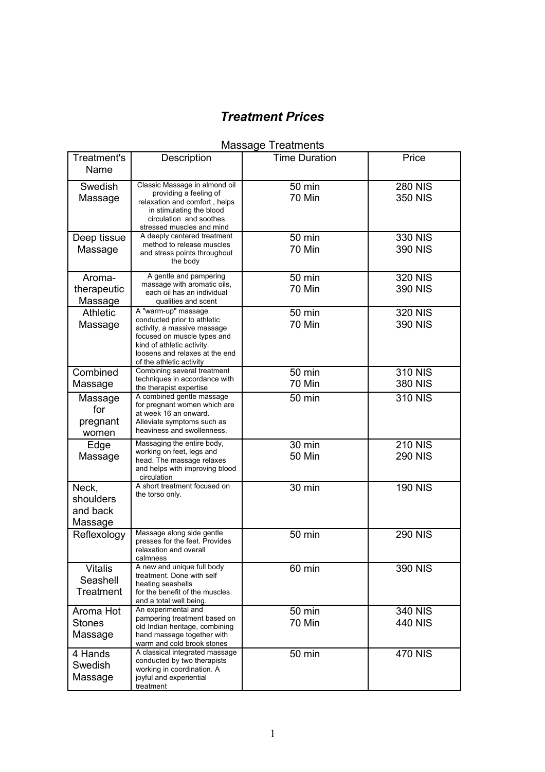# *Treatment Prices*

Massage Treatments

| Treatment's Name | Description | Time Duration | Price |
|---|---|---|---|
| Swedish Massage | Classic Massage in almond oil providing a feeling of relaxation and comfort , helps in stimulating the blood circulation and soothes stressed muscles and mind | 50 min<br>70 Min | 280 NIS<br>350 NIS |
| Deep tissue Massage | A deeply centered treatment method to release muscles and stress points throughout the body | 50 min<br>70 Min | 330 NIS<br>390 NIS |
| Aroma-therapeutic Massage | A gentle and pampering massage with aromatic oils, each oil has an individual qualities and scent | 50 min<br>70 Min | 320 NIS<br>390 NIS |
| Athletic Massage | A "warm-up" massage conducted prior to athletic activity, a massive massage focused on muscle types and kind of athletic activity. loosens and relaxes at the end of the athletic activity | 50 min<br>70 Min | 320 NIS<br>390 NIS |
| Combined Massage | Combining several treatment techniques in accordance with the therapist expertise | 50 min<br>70 Min | 310 NIS<br>380 NIS |
| Massage for pregnant women | A combined gentle massage for pregnant women which are at week 16 an onward. Alleviate symptoms such as heaviness and swollenness. | 50 min | 310 NIS |
| Edge Massage | Massaging the entire body, working on feet, legs and head. The massage relaxes and helps with improving blood circulation | 30 min<br>50 Min | 210 NIS<br>290 NIS |
| Neck, shoulders and back Massage | A short treatment focused on the torso only. | 30 min | 190 NIS |
| Reflexology | Massage along side gentle presses for the feet. Provides relaxation and overall calmness | 50 min | 290 NIS |
| Vitalis Seashell Treatment | A new and unique full body treatment. Done with self heating seashells for the benefit of the muscles and a total well being. | 60 min | 390 NIS |
| Aroma Hot Stones Massage | An experimental and pampering treatment based on old Indian heritage, combining hand massage together with warm and cold brook stones | 50 min<br>70 Min | 340 NIS<br>440 NIS |
| 4 Hands Swedish Massage | A classical integrated massage conducted by two therapists working in coordination. A joyful and experiential treatment | 50 min | 470 NIS |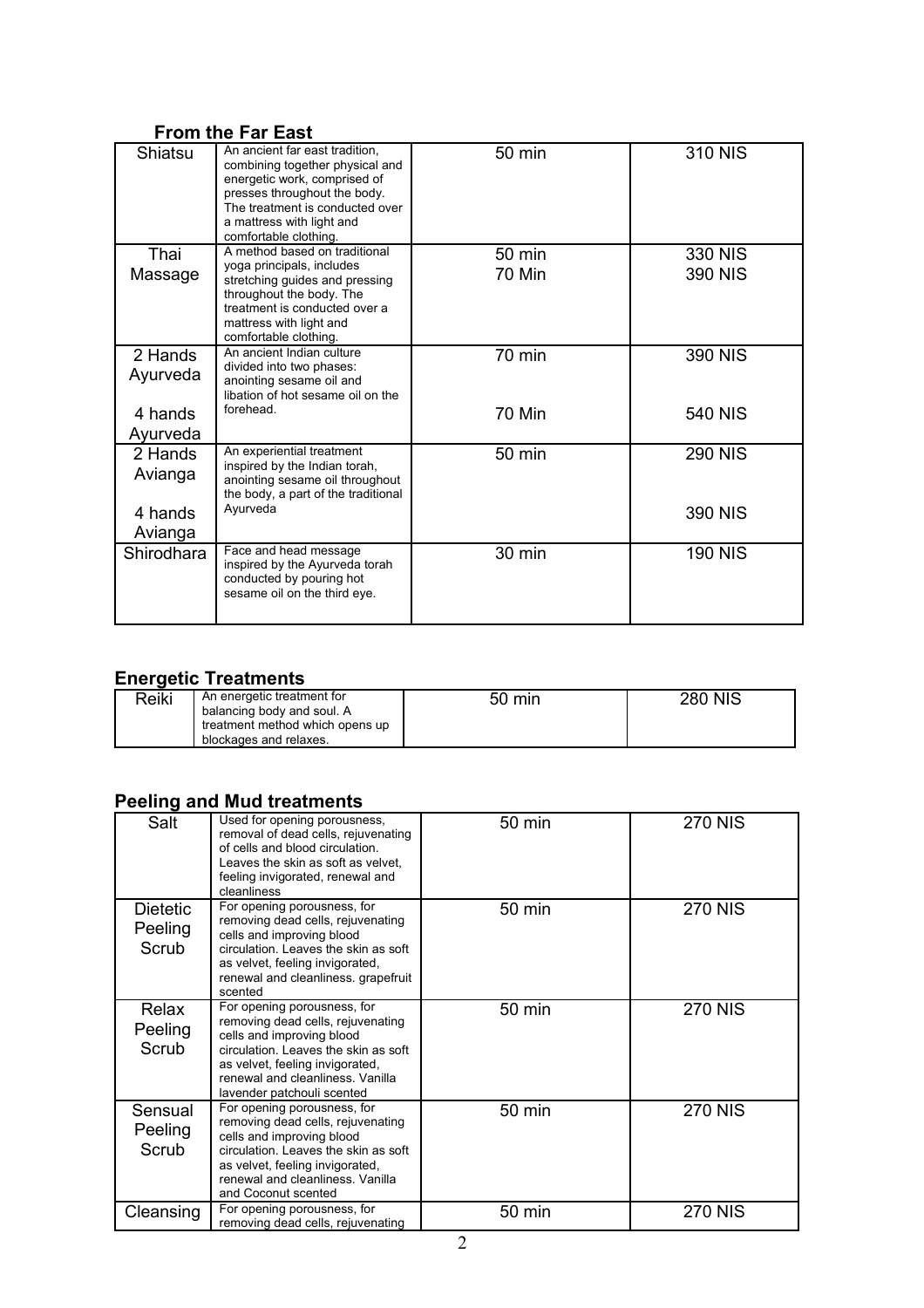### From the Far East

| | | | |
|---|---|---|---|
| Shiatsu | An ancient far east tradition, combining together physical and energetic work, comprised of presses throughout the body. The treatment is conducted over a mattress with light and comfortable clothing. | 50 min | 310 NIS |
| Thai Massage | A method based on traditional yoga principals, includes stretching guides and pressing throughout the body. The treatment is conducted over a mattress with light and comfortable clothing. | 50 min<br>70 Min | 330 NIS<br>390 NIS |
| 2 Hands Ayurveda<br><br>4 hands Ayurveda | An ancient Indian culture divided into two phases: anointing sesame oil and libation of hot sesame oil on the forehead. | 70 min<br><br>70 Min | 390 NIS<br><br>540 NIS |
| 2 Hands Avianga<br><br>4 hands Avianga | An experiential treatment inspired by the Indian torah, anointing sesame oil throughout the body, a part of the traditional Ayurveda | 50 min | 290 NIS<br><br>390 NIS |
| Shirodhara | Face and head message inspired by the Ayurveda torah conducted by pouring hot sesame oil on the third eye. | 30 min | 190 NIS |

### Energetic Treatments

| | | | |
|---|---|---|---|
| Reiki | An energetic treatment for balancing body and soul. A treatment method which opens up blockages and relaxes. | 50 min | 280 NIS |

### Peeling and Mud treatments

| | | | |
|---|---|---|---|
| Salt | Used for opening porousness, removal of dead cells, rejuvenating of cells and blood circulation. Leaves the skin as soft as velvet, feeling invigorated, renewal and cleanliness | 50 min | 270 NIS |
| Dietetic Peeling Scrub | For opening porousness, for removing dead cells, rejuvenating cells and improving blood circulation. Leaves the skin as soft as velvet, feeling invigorated, renewal and cleanliness. grapefruit scented | 50 min | 270 NIS |
| Relax Peeling Scrub | For opening porousness, for removing dead cells, rejuvenating cells and improving blood circulation. Leaves the skin as soft as velvet, feeling invigorated, renewal and cleanliness. Vanilla lavender patchouli scented | 50 min | 270 NIS |
| Sensual Peeling Scrub | For opening porousness, for removing dead cells, rejuvenating cells and improving blood circulation. Leaves the skin as soft as velvet, feeling invigorated, renewal and cleanliness. Vanilla and Coconut scented | 50 min | 270 NIS |
| Cleansing | For opening porousness, for removing dead cells, rejuvenating | 50 min | 270 NIS |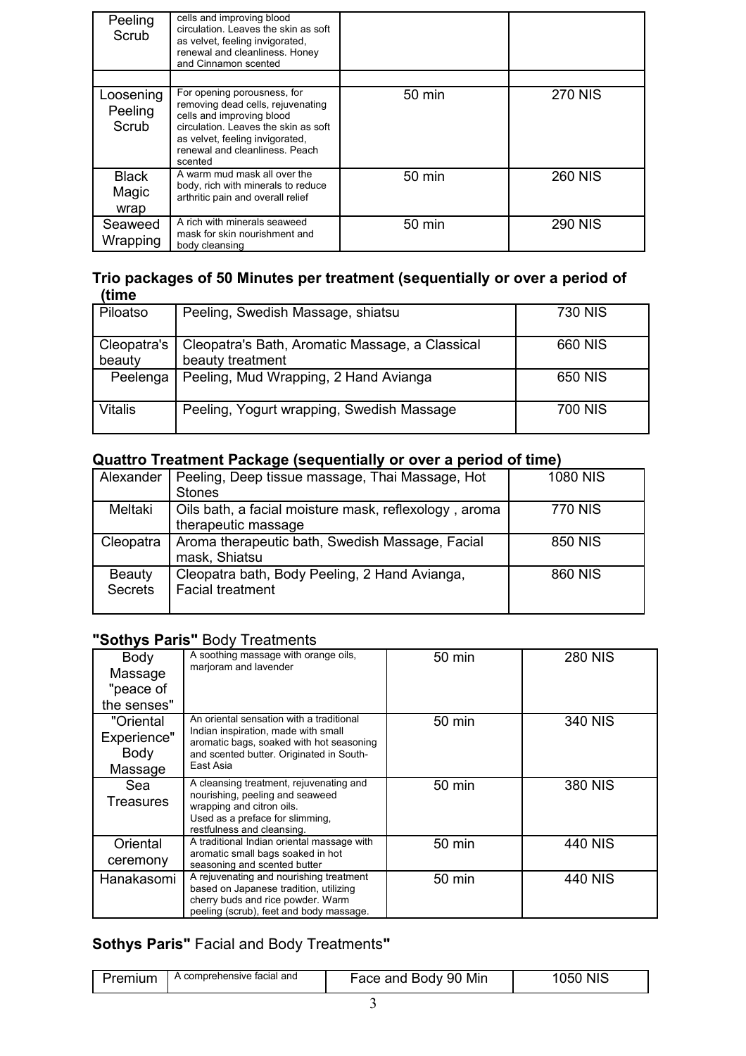| Peeling Scrub | cells and improving blood circulation. Leaves the skin as soft as velvet, feeling invigorated, renewal and cleanliness. Honey and Cinnamon scented | | |
|---|---|---|---|
| | | | |
| Loosening Peeling Scrub | For opening porousness, for removing dead cells, rejuvenating cells and improving blood circulation. Leaves the skin as soft as velvet, feeling invigorated, renewal and cleanliness. Peach scented | 50 min | 270 NIS |
| Black Magic wrap | A warm mud mask all over the body, rich with minerals to reduce arthritic pain and overall relief | 50 min | 260 NIS |
| Seaweed Wrapping | A rich with minerals seaweed mask for skin nourishment and body cleansing | 50 min | 290 NIS |

**Trio packages of 50 Minutes per treatment (sequentially or over a period of (time**

| Piloatso | Peeling, Swedish Massage, shiatsu | 730 NIS |
|---|---|---|
| Cleopatra's beauty | Cleopatra's Bath, Aromatic Massage, a Classical beauty treatment | 660 NIS |
| Peelenga | Peeling, Mud Wrapping, 2 Hand Avianga | 650 NIS |
| Vitalis | Peeling, Yogurt wrapping, Swedish Massage | 700 NIS |

**Quattro Treatment Package (sequentially or over a period of time)**

| Alexander | Peeling, Deep tissue massage, Thai Massage, Hot Stones | 1080 NIS |
|---|---|---|
| Meltaki | Oils bath, a facial moisture mask, reflexology , aroma therapeutic massage | 770 NIS |
| Cleopatra | Aroma therapeutic bath, Swedish Massage, Facial mask, Shiatsu | 850 NIS |
| Beauty Secrets | Cleopatra bath, Body Peeling, 2 Hand Avianga, Facial treatment | 860 NIS |

**"Sothys Paris"** Body Treatments

| Body Massage "peace of the senses" | A soothing massage with orange oils, marjoram and lavender | 50 min | 280 NIS |
|---|---|---|---|
| "Oriental Experience" Body Massage | An oriental sensation with a traditional Indian inspiration, made with small aromatic bags, soaked with hot seasoning and scented butter. Originated in South-East Asia | 50 min | 340 NIS |
| Sea Treasures | A cleansing treatment, rejuvenating and nourishing, peeling and seaweed wrapping and citron oils. Used as a preface for slimming, restfulness and cleansing. | 50 min | 380 NIS |
| Oriental ceremony | A traditional Indian oriental massage with aromatic small bags soaked in hot seasoning and scented butter | 50 min | 440 NIS |
| Hanakasomi | A rejuvenating and nourishing treatment based on Japanese tradition, utilizing cherry buds and rice powder. Warm peeling (scrub), feet and body massage. | 50 min | 440 NIS |

**Sothys Paris"** Facial and Body Treatments**"**

| Premium | A comprehensive facial and | Face and Body 90 Min | 1050 NIS |
|---|---|---|---|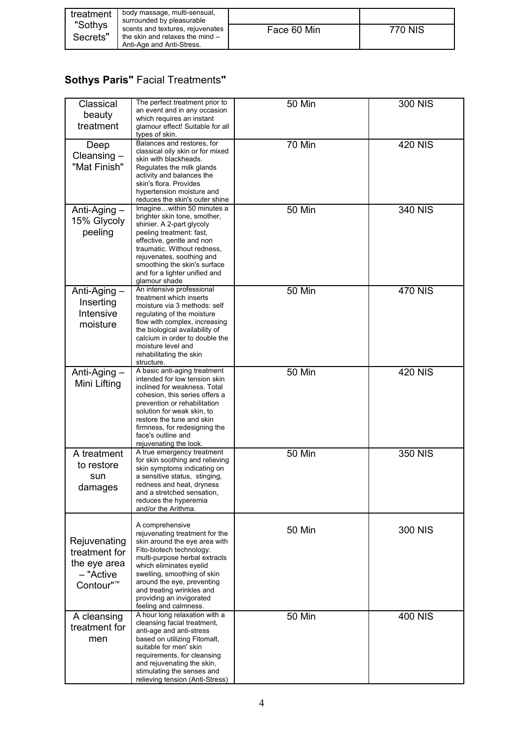| treatment "Sothys Secrets" | body massage, multi-sensual, surrounded by pleasurable scents and textures, rejuvenates the skin and relaxes the mind – Anti-Age and Anti-Stress. | Face 60 Min | 770 NIS |
|---|---|---|---|

## **Sothys Paris"** Facial Treatments**"**

| Classical beauty treatment | The perfect treatment prior to an event and in any occasion which requires an instant glamour effect! Suitable for all types of skin. | 50 Min | 300 NIS |
|---|---|---|---|
| Deep Cleansing – "Mat Finish" | Balances and restores, for classical oily skin or for mixed skin with blackheads. Regulates the milk glands activity and balances the skin's flora. Provides hypertension moisture and reduces the skin's outer shine | 70 Min | 420 NIS |
| Anti-Aging – 15% Glycoly peeling | Imagine…within 50 minutes a brighter skin tone, smother, shinier. A 2-part glycoly peeling treatment: fast, effective, gentle and non traumatic. Without redness, rejuvenates, soothing and smoothing the skin's surface and for a lighter unified and glamour shade | 50 Min | 340 NIS |
| Anti-Aging – Inserting Intensive moisture | An intensive professional treatment which inserts moisture via 3 methods: self regulating of the moisture flow with complex, increasing the biological availability of calcium in order to double the moisture level and rehabilitating the skin structure. | 50 Min | 470 NIS |
| Anti-Aging – Mini Lifting | A basic anti-aging treatment intended for low tension skin inclined for weakness. Total cohesion, this series offers a prevention or rehabilitation solution for weak skin, to restore the tune and skin firmness, for redesigning the face's outline and rejuvenating the look. | 50 Min | 420 NIS |
| A treatment to restore sun damages | A true emergency treatment for skin soothing and relieving skin symptoms indicating on a sensitive status, stinging, redness and heat, dryness and a stretched sensation, reduces the hyperemia and/or the Arithma. | 50 Min | 350 NIS |
| Rejuvenating treatment for the eye area – "Active Contour"™ | A comprehensive rejuvenating treatment for the skin around the eye area with Fito-biotech technology: multi-purpose herbal extracts which eliminates eyelid swelling, smoothing of skin around the eye, preventing and treating wrinkles and providing an invigorated feeling and calmness. | 50 Min | 300 NIS |
| A cleansing treatment for men | A hour long relaxation with a cleansing facial treatment, anti-age and anti-stress based on utilizing Fitomalt, suitable for men' skin requirements, for cleansing and rejuvenating the skin, stimulating the senses and relieving tension (Anti-Stress) | 50 Min | 400 NIS |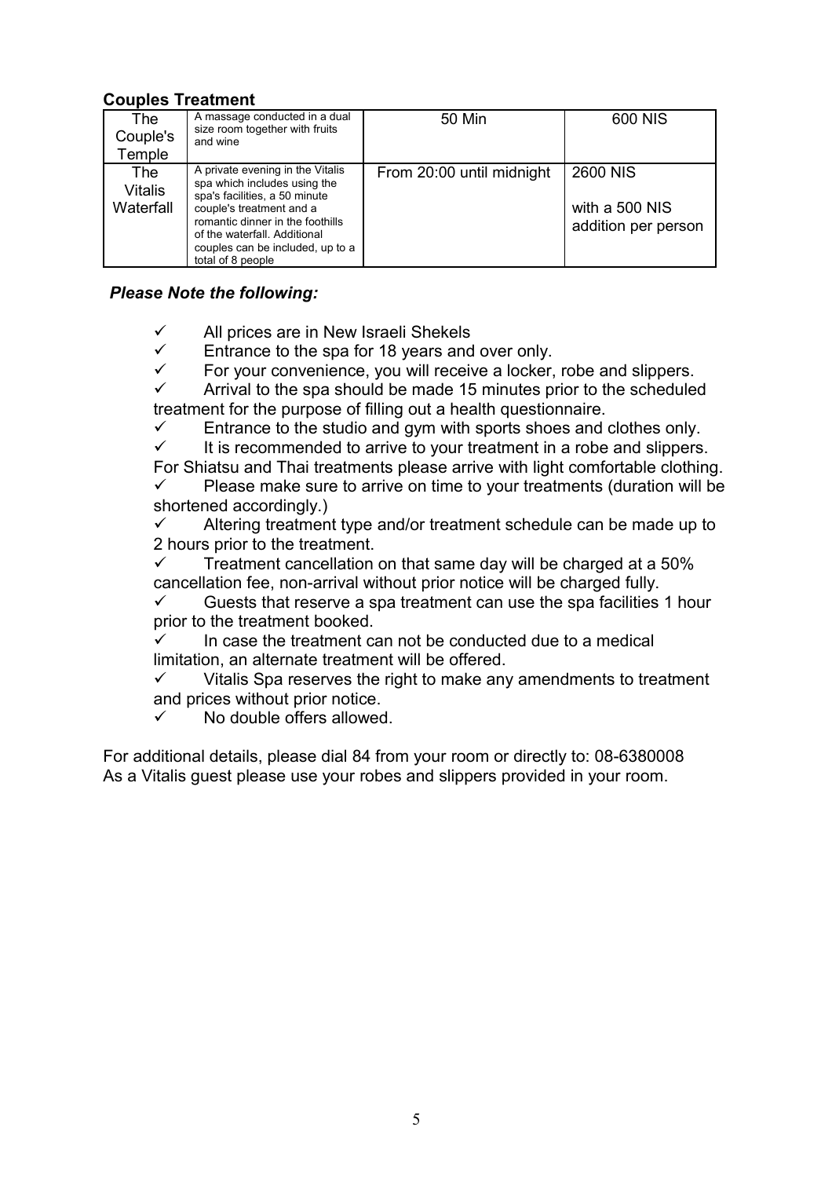**Couples Treatment**

| | | | |
|---|---|---|---|
| The Couple's Temple | A massage conducted in a dual size room together with fruits and wine | 50 Min | 600 NIS |
| The Vitalis Waterfall | A private evening in the Vitalis spa which includes using the spa's facilities, a 50 minute couple's treatment and a romantic dinner in the foothills of the waterfall. Additional couples can be included, up to a total of 8 people | From 20:00 until midnight | 2600 NIS<br><br>with a 500 NIS addition per person |

***Please Note the following:***

- ✓ All prices are in New Israeli Shekels
- ✓ Entrance to the spa for 18 years and over only.
- ✓ For your convenience, you will receive a locker, robe and slippers.
- ✓ Arrival to the spa should be made 15 minutes prior to the scheduled treatment for the purpose of filling out a health questionnaire.
- ✓ Entrance to the studio and gym with sports shoes and clothes only.
- ✓ It is recommended to arrive to your treatment in a robe and slippers. For Shiatsu and Thai treatments please arrive with light comfortable clothing.
- ✓ Please make sure to arrive on time to your treatments (duration will be shortened accordingly.)
- ✓ Altering treatment type and/or treatment schedule can be made up to 2 hours prior to the treatment.
- ✓ Treatment cancellation on that same day will be charged at a 50% cancellation fee, non-arrival without prior notice will be charged fully.
- ✓ Guests that reserve a spa treatment can use the spa facilities 1 hour prior to the treatment booked.
- ✓ In case the treatment can not be conducted due to a medical limitation, an alternate treatment will be offered.
- ✓ Vitalis Spa reserves the right to make any amendments to treatment and prices without prior notice.
- ✓ No double offers allowed.

For additional details, please dial 84 from your room or directly to: 08-6380008
As a Vitalis guest please use your robes and slippers provided in your room.